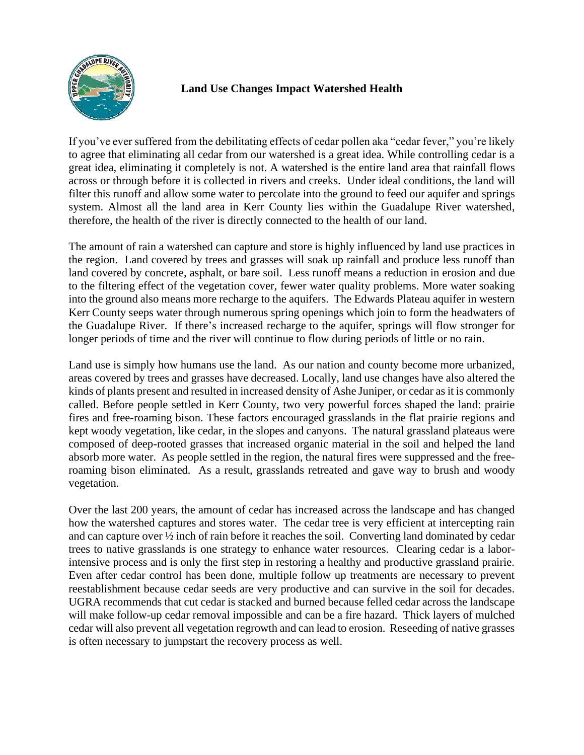# Land Use Changes Impact Watershed Health

If you've ever suffered from the debilitating effects of cedar pollen aka "cedar fever," you're likely to agree that eliminating all cedar from our watershed is a great idea. While controlling cedar is a great idea, eliminating it completely is not. A watershed is the entire land area that rainfall flows across or through before it is collected in rivers and creeks. Under ideal conditions, the land will filter this runoff and allow some water to percolate into the ground to feed our aquifer and springs system. Almost all the land area in Kerr County lies within the Guadalupe River watershed, therefore, the health of the river is directly connected to the health of our land.

The amount of rain a watershed can capture and store is highly influenced by land use practices in the region. Land covered by trees and grasses will soak up rainfall and produce less runoff than land covered by concrete, asphalt, or bare soil. Less runoff means a reduction in erosion and due to the filtering effect of the vegetation cover, fewer water quality problems. More water soaking into the ground also means more recharge to the aquifers. The Edwards Plateau aquifer in western Kerr County seeps water through numerous spring openings which join to form the headwaters of the Guadalupe River. If there's increased recharge to the aquifer, springs will flow stronger for longer periods of time and the river will continue to flow during periods of little or no rain.

Land use is simply how humans use the land. As our nation and county become more urbanized, areas covered by trees and grasses have decreased. Locally, land use changes have also altered the kinds of plants present and resulted in increased density of Ashe Juniper, or cedar as it is commonly called. Before people settled in Kerr County, two very powerful forces shaped the land: prairie fires and free-roaming bison. These factors encouraged grasslands in the flat prairie regions and kept woody vegetation, like cedar, in the slopes and canyons. The natural grassland plateaus were composed of deep-rooted grasses that increased organic material in the soil and helped the land absorb more water. As people settled in the region, the natural fires were suppressed and the free-roaming bison eliminated. As a result, grasslands retreated and gave way to brush and woody vegetation.

Over the last 200 years, the amount of cedar has increased across the landscape and has changed how the watershed captures and stores water. The cedar tree is very efficient at intercepting rain and can capture over ½ inch of rain before it reaches the soil. Converting land dominated by cedar trees to native grasslands is one strategy to enhance water resources. Clearing cedar is a labor-intensive process and is only the first step in restoring a healthy and productive grassland prairie. Even after cedar control has been done, multiple follow up treatments are necessary to prevent reestablishment because cedar seeds are very productive and can survive in the soil for decades. UGRA recommends that cut cedar is stacked and burned because felled cedar across the landscape will make follow-up cedar removal impossible and can be a fire hazard. Thick layers of mulched cedar will also prevent all vegetation regrowth and can lead to erosion. Reseeding of native grasses is often necessary to jumpstart the recovery process as well.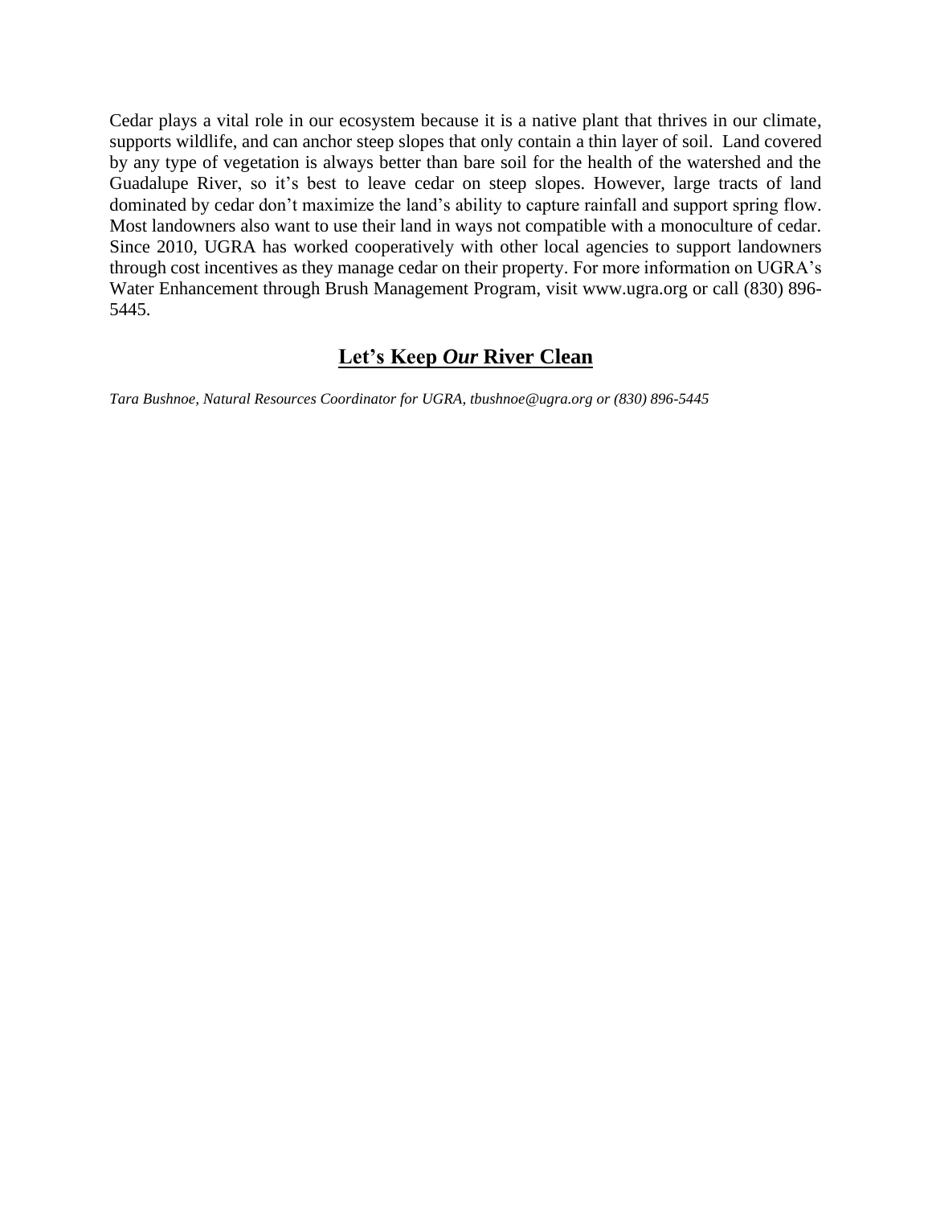Cedar plays a vital role in our ecosystem because it is a native plant that thrives in our climate, supports wildlife, and can anchor steep slopes that only contain a thin layer of soil. Land covered by any type of vegetation is always better than bare soil for the health of the watershed and the Guadalupe River, so it's best to leave cedar on steep slopes. However, large tracts of land dominated by cedar don't maximize the land's ability to capture rainfall and support spring flow. Most landowners also want to use their land in ways not compatible with a monoculture of cedar. Since 2010, UGRA has worked cooperatively with other local agencies to support landowners through cost incentives as they manage cedar on their property. For more information on UGRA's Water Enhancement through Brush Management Program, visit www.ugra.org or call (830) 896-5445.

## Let's Keep *Our* River Clean

*Tara Bushnoe, Natural Resources Coordinator for UGRA, tbushnoe@ugra.org or (830) 896-5445*